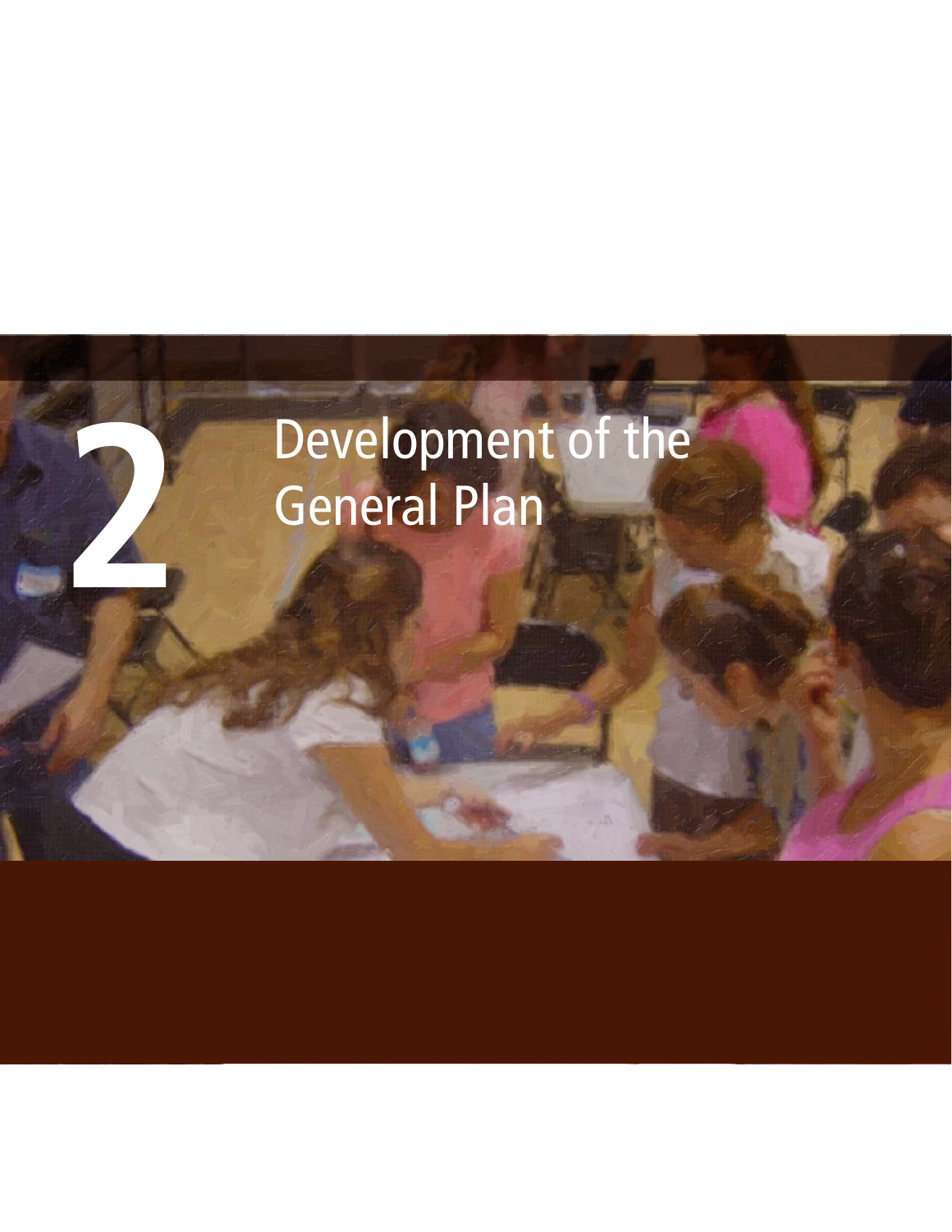# 2 Development of the General Plan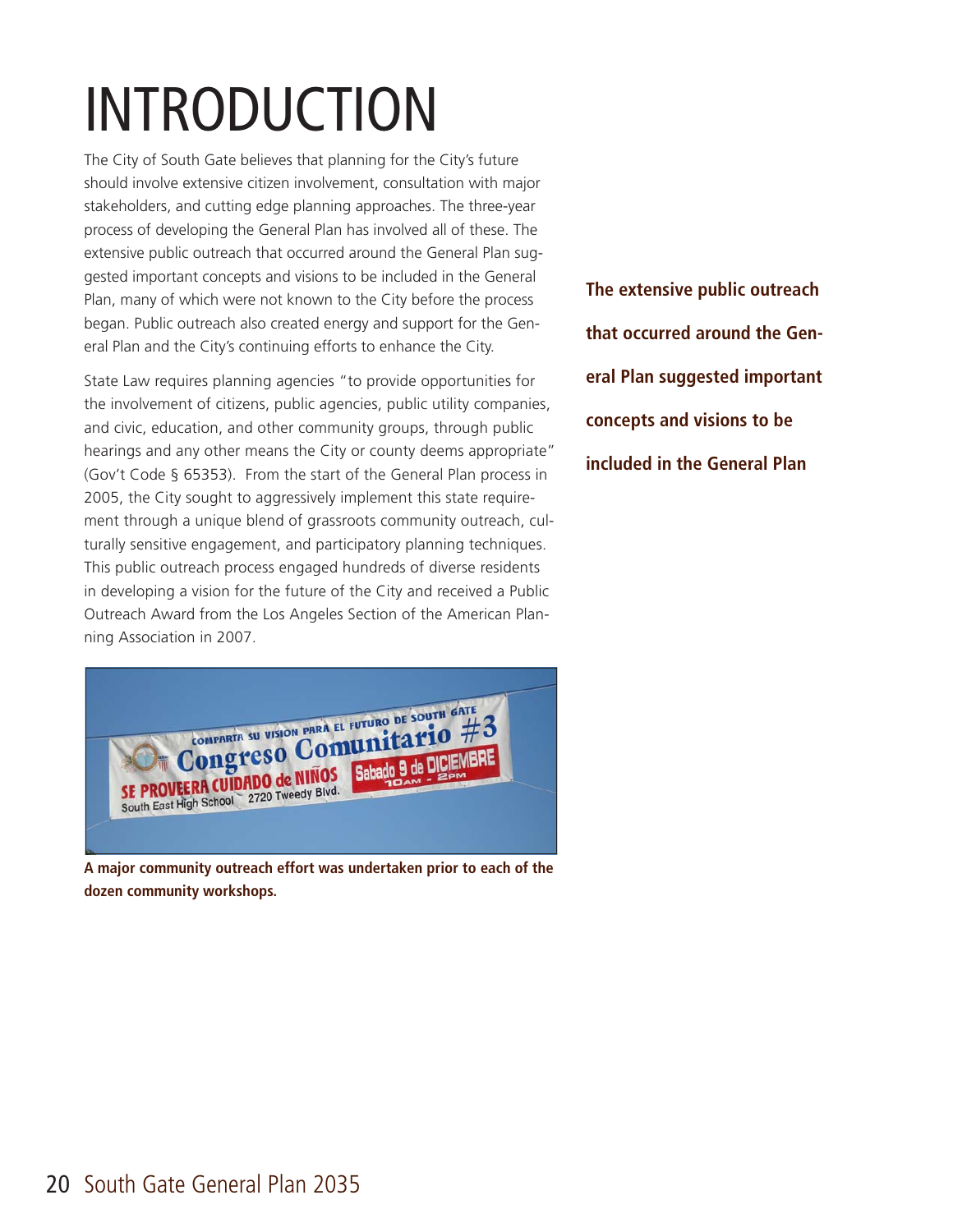# INTRODUCTION

The City of South Gate believes that planning for the City's future should involve extensive citizen involvement, consultation with major stakeholders, and cutting edge planning approaches. The three-year process of developing the General Plan has involved all of these. The extensive public outreach that occurred around the General Plan suggested important concepts and visions to be included in the General Plan, many of which were not known to the City before the process began. Public outreach also created energy and support for the General Plan and the City's continuing efforts to enhance the City.

State Law requires planning agencies "to provide opportunities for the involvement of citizens, public agencies, public utility companies, and civic, education, and other community groups, through public hearings and any other means the City or county deems appropriate" (Gov't Code § 65353). From the start of the General Plan process in 2005, the City sought to aggressively implement this state requirement through a unique blend of grassroots community outreach, culturally sensitive engagement, and participatory planning techniques. This public outreach process engaged hundreds of diverse residents in developing a vision for the future of the City and received a Public Outreach Award from the Los Angeles Section of the American Planning Association in 2007.

**The extensive public outreach that occurred around the General Plan suggested important concepts and visions to be included in the General Plan**

**A major community outreach effort was undertaken prior to each of the dozen community workshops.**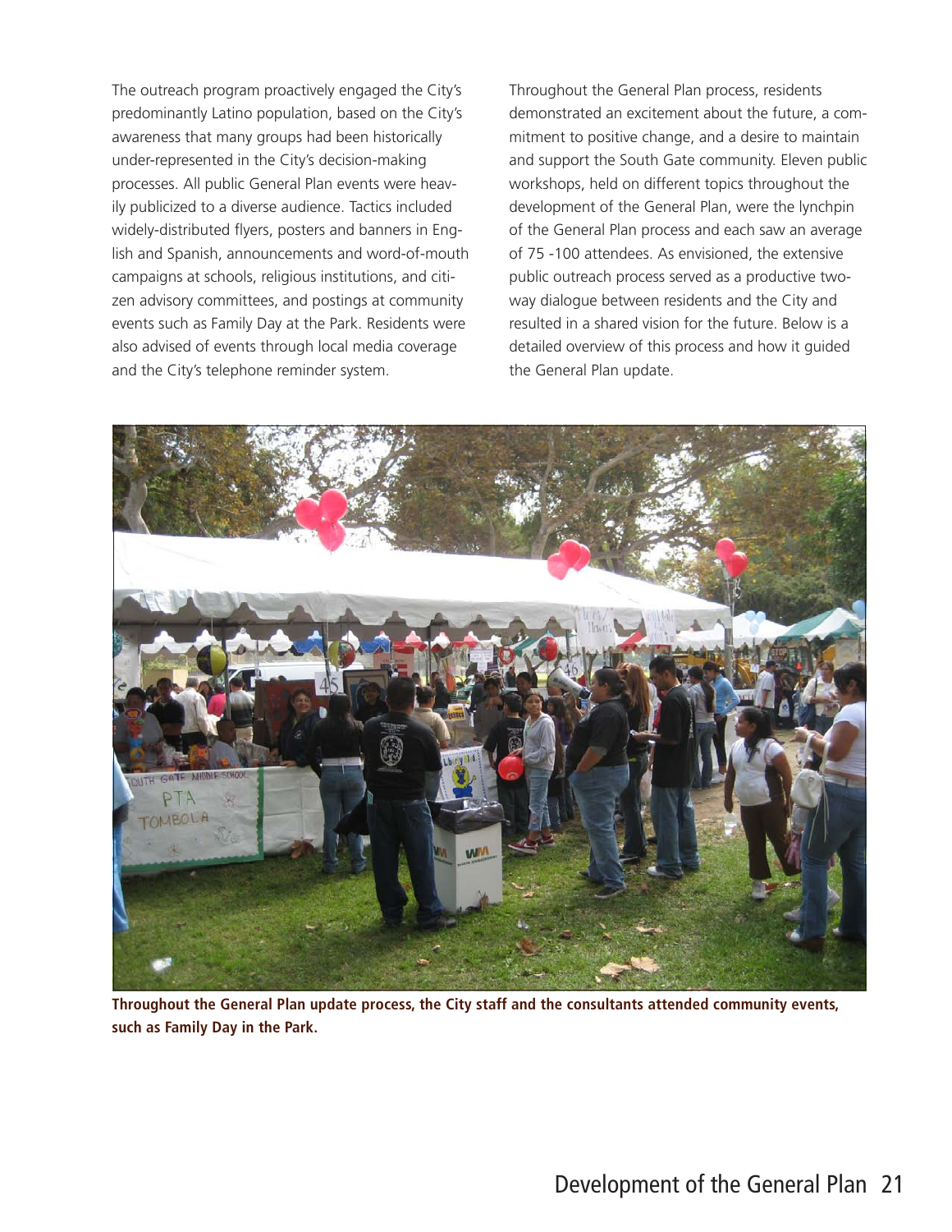The outreach program proactively engaged the City's predominantly Latino population, based on the City's awareness that many groups had been historically under-represented in the City's decision-making processes. All public General Plan events were heavily publicized to a diverse audience. Tactics included widely-distributed flyers, posters and banners in English and Spanish, announcements and word-of-mouth campaigns at schools, religious institutions, and citizen advisory committees, and postings at community events such as Family Day at the Park. Residents were also advised of events through local media coverage and the City's telephone reminder system.

Throughout the General Plan process, residents demonstrated an excitement about the future, a commitment to positive change, and a desire to maintain and support the South Gate community. Eleven public workshops, held on different topics throughout the development of the General Plan, were the lynchpin of the General Plan process and each saw an average of 75 -100 attendees. As envisioned, the extensive public outreach process served as a productive two-way dialogue between residents and the City and resulted in a shared vision for the future. Below is a detailed overview of this process and how it guided the General Plan update.

**Throughout the General Plan update process, the City staff and the consultants attended community events, such as Family Day in the Park.**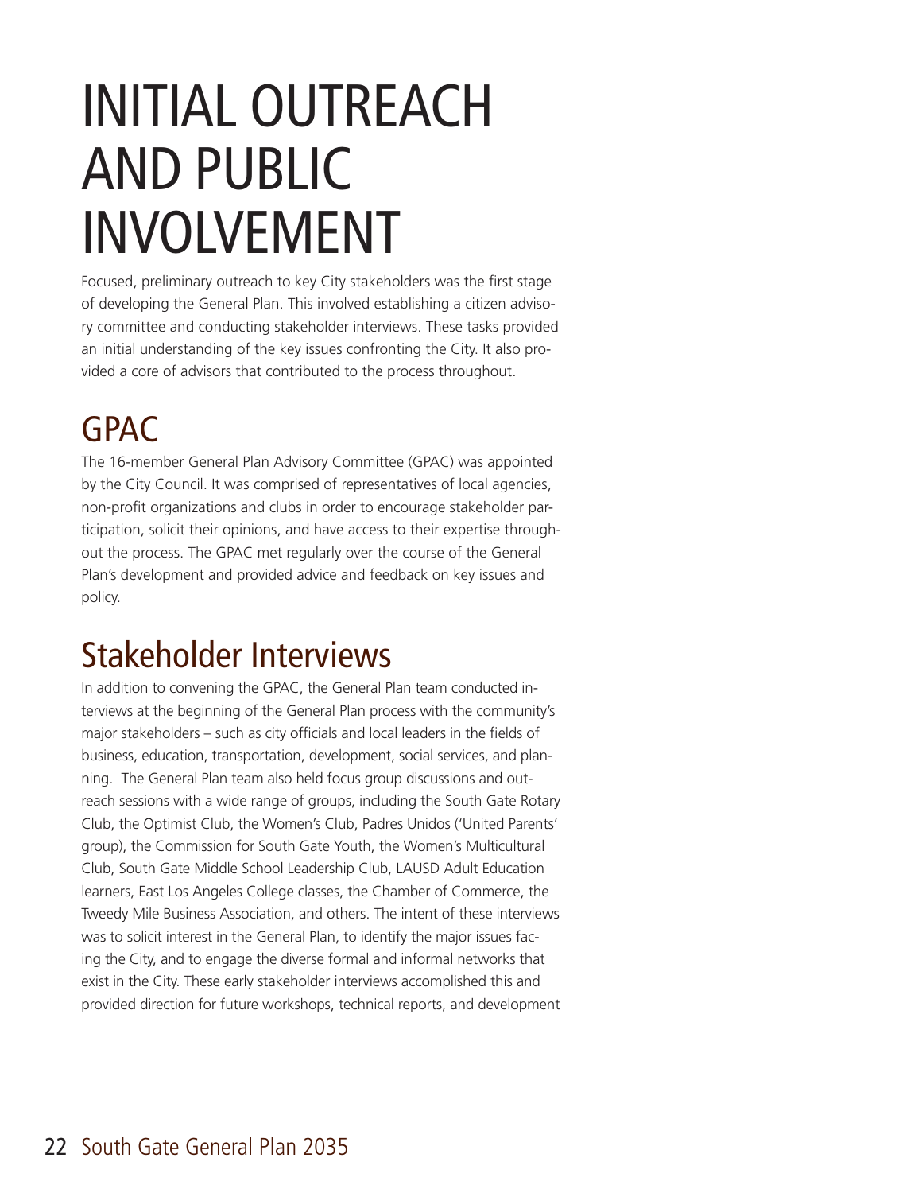# INITIAL OUTREACH AND PUBLIC INVOLVEMENT

Focused, preliminary outreach to key City stakeholders was the first stage of developing the General Plan. This involved establishing a citizen advisory committee and conducting stakeholder interviews. These tasks provided an initial understanding of the key issues confronting the City. It also provided a core of advisors that contributed to the process throughout.

## GPAC

The 16-member General Plan Advisory Committee (GPAC) was appointed by the City Council. It was comprised of representatives of local agencies, non-profit organizations and clubs in order to encourage stakeholder participation, solicit their opinions, and have access to their expertise throughout the process. The GPAC met regularly over the course of the General Plan's development and provided advice and feedback on key issues and policy.

## Stakeholder Interviews

In addition to convening the GPAC, the General Plan team conducted interviews at the beginning of the General Plan process with the community's major stakeholders – such as city officials and local leaders in the fields of business, education, transportation, development, social services, and planning. The General Plan team also held focus group discussions and outreach sessions with a wide range of groups, including the South Gate Rotary Club, the Optimist Club, the Women's Club, Padres Unidos ('United Parents' group), the Commission for South Gate Youth, the Women's Multicultural Club, South Gate Middle School Leadership Club, LAUSD Adult Education learners, East Los Angeles College classes, the Chamber of Commerce, the Tweedy Mile Business Association, and others. The intent of these interviews was to solicit interest in the General Plan, to identify the major issues facing the City, and to engage the diverse formal and informal networks that exist in the City. These early stakeholder interviews accomplished this and provided direction for future workshops, technical reports, and development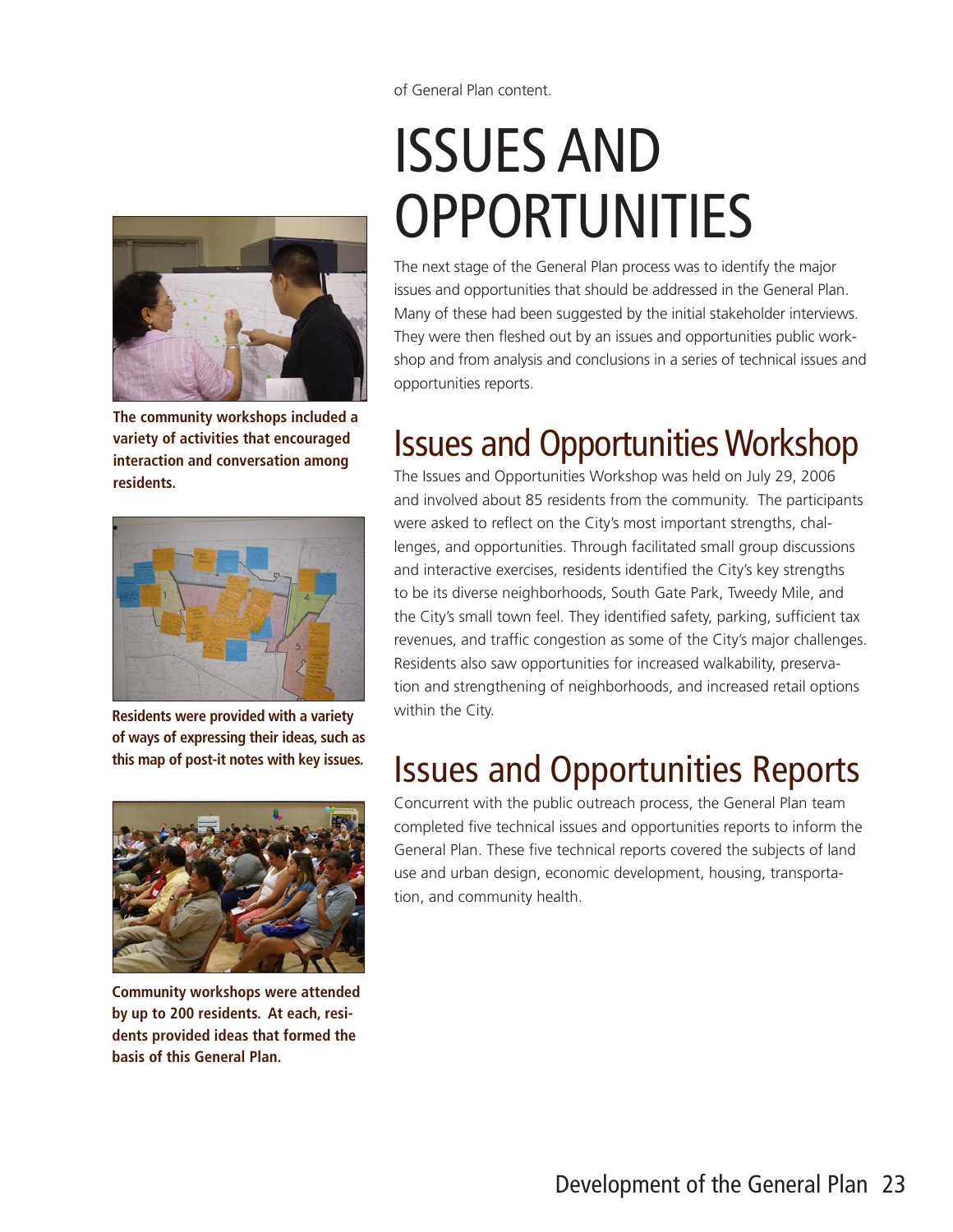of General Plan content.

# ISSUES AND OPPORTUNITIES

The next stage of the General Plan process was to identify the major issues and opportunities that should be addressed in the General Plan. Many of these had been suggested by the initial stakeholder interviews. They were then fleshed out by an issues and opportunities public workshop and from analysis and conclusions in a series of technical issues and opportunities reports.

**The community workshops included a variety of activities that encouraged interaction and conversation among residents.**

**Residents were provided with a variety of ways of expressing their ideas, such as this map of post-it notes with key issues.**

**Community workshops were attended by up to 200 residents. At each, residents provided ideas that formed the basis of this General Plan.**

## Issues and Opportunities Workshop

The Issues and Opportunities Workshop was held on July 29, 2006 and involved about 85 residents from the community. The participants were asked to reflect on the City's most important strengths, challenges, and opportunities. Through facilitated small group discussions and interactive exercises, residents identified the City's key strengths to be its diverse neighborhoods, South Gate Park, Tweedy Mile, and the City's small town feel. They identified safety, parking, sufficient tax revenues, and traffic congestion as some of the City's major challenges. Residents also saw opportunities for increased walkability, preservation and strengthening of neighborhoods, and increased retail options within the City.

## Issues and Opportunities Reports

Concurrent with the public outreach process, the General Plan team completed five technical issues and opportunities reports to inform the General Plan. These five technical reports covered the subjects of land use and urban design, economic development, housing, transportation, and community health.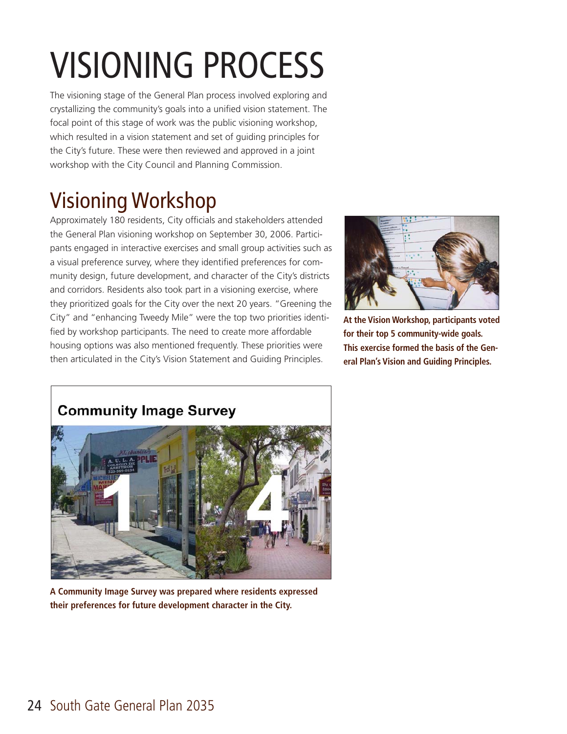# VISIONING PROCESS

The visioning stage of the General Plan process involved exploring and crystallizing the community's goals into a unified vision statement. The focal point of this stage of work was the public visioning workshop, which resulted in a vision statement and set of guiding principles for the City's future. These were then reviewed and approved in a joint workshop with the City Council and Planning Commission.

## Visioning Workshop

Approximately 180 residents, City officials and stakeholders attended the General Plan visioning workshop on September 30, 2006. Participants engaged in interactive exercises and small group activities such as a visual preference survey, where they identified preferences for community design, future development, and character of the City's districts and corridors. Residents also took part in a visioning exercise, where they prioritized goals for the City over the next 20 years. "Greening the City" and "enhancing Tweedy Mile" were the top two priorities identified by workshop participants. The need to create more affordable housing options was also mentioned frequently. These priorities were then articulated in the City's Vision Statement and Guiding Principles.

**At the Vision Workshop, participants voted for their top 5 community-wide goals. This exercise formed the basis of the General Plan's Vision and Guiding Principles.**

**Community Image Survey**

**A Community Image Survey was prepared where residents expressed their preferences for future development character in the City.**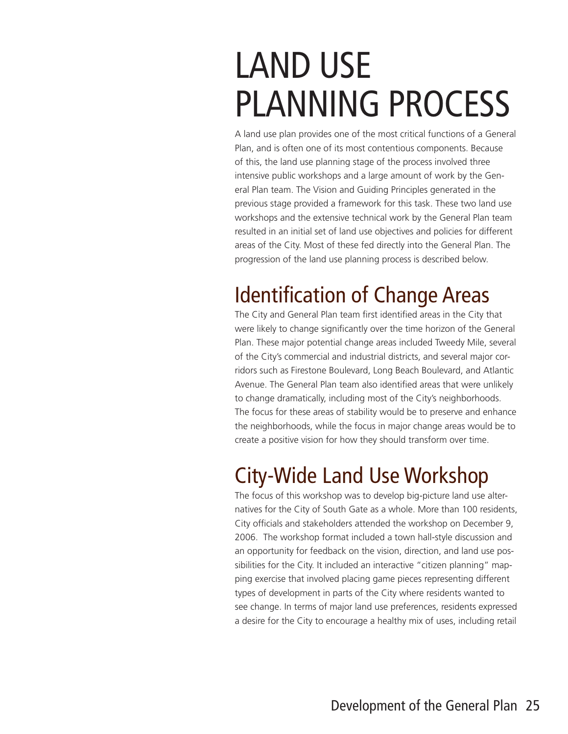# LAND USE PLANNING PROCESS

A land use plan provides one of the most critical functions of a General Plan, and is often one of its most contentious components. Because of this, the land use planning stage of the process involved three intensive public workshops and a large amount of work by the General Plan team. The Vision and Guiding Principles generated in the previous stage provided a framework for this task. These two land use workshops and the extensive technical work by the General Plan team resulted in an initial set of land use objectives and policies for different areas of the City. Most of these fed directly into the General Plan. The progression of the land use planning process is described below.

## Identification of Change Areas

The City and General Plan team first identified areas in the City that were likely to change significantly over the time horizon of the General Plan. These major potential change areas included Tweedy Mile, several of the City's commercial and industrial districts, and several major corridors such as Firestone Boulevard, Long Beach Boulevard, and Atlantic Avenue. The General Plan team also identified areas that were unlikely to change dramatically, including most of the City's neighborhoods. The focus for these areas of stability would be to preserve and enhance the neighborhoods, while the focus in major change areas would be to create a positive vision for how they should transform over time.

## City-Wide Land Use Workshop

The focus of this workshop was to develop big-picture land use alternatives for the City of South Gate as a whole. More than 100 residents, City officials and stakeholders attended the workshop on December 9, 2006. The workshop format included a town hall-style discussion and an opportunity for feedback on the vision, direction, and land use possibilities for the City. It included an interactive "citizen planning" mapping exercise that involved placing game pieces representing different types of development in parts of the City where residents wanted to see change. In terms of major land use preferences, residents expressed a desire for the City to encourage a healthy mix of uses, including retail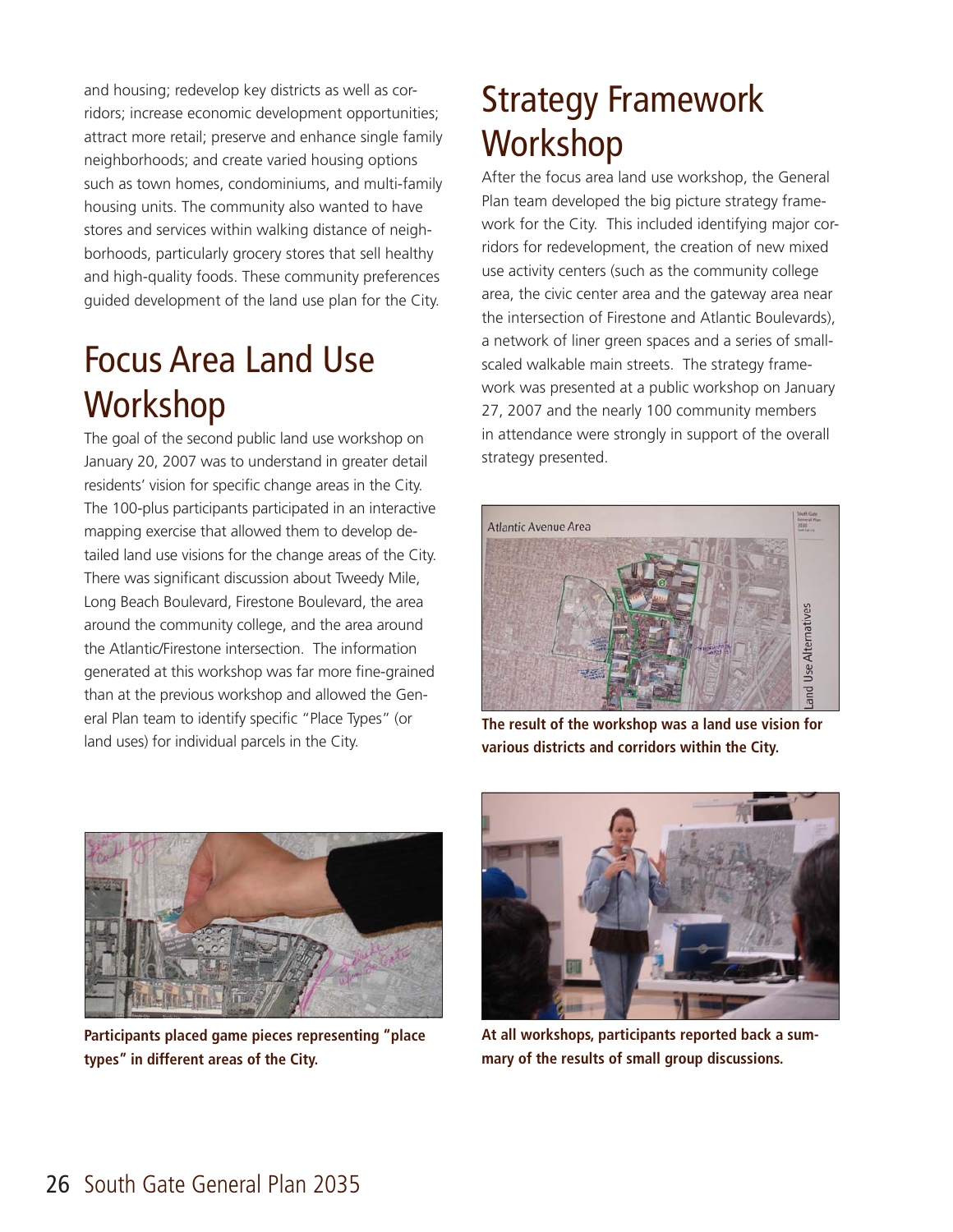and housing; redevelop key districts as well as corridors; increase economic development opportunities; attract more retail; preserve and enhance single family neighborhoods; and create varied housing options such as town homes, condominiums, and multi-family housing units. The community also wanted to have stores and services within walking distance of neighborhoods, particularly grocery stores that sell healthy and high-quality foods. These community preferences guided development of the land use plan for the City.

## Focus Area Land Use Workshop

The goal of the second public land use workshop on January 20, 2007 was to understand in greater detail residents' vision for specific change areas in the City. The 100-plus participants participated in an interactive mapping exercise that allowed them to develop detailed land use visions for the change areas of the City. There was significant discussion about Tweedy Mile, Long Beach Boulevard, Firestone Boulevard, the area around the community college, and the area around the Atlantic/Firestone intersection. The information generated at this workshop was far more fine-grained than at the previous workshop and allowed the General Plan team to identify specific "Place Types" (or land uses) for individual parcels in the City.

## Strategy Framework Workshop

After the focus area land use workshop, the General Plan team developed the big picture strategy framework for the City. This included identifying major corridors for redevelopment, the creation of new mixed use activity centers (such as the community college area, the civic center area and the gateway area near the intersection of Firestone and Atlantic Boulevards), a network of liner green spaces and a series of small-scaled walkable main streets. The strategy framework was presented at a public workshop on January 27, 2007 and the nearly 100 community members in attendance were strongly in support of the overall strategy presented.

**The result of the workshop was a land use vision for various districts and corridors within the City.**

**Participants placed game pieces representing "place types" in different areas of the City.**

**At all workshops, participants reported back a summary of the results of small group discussions.**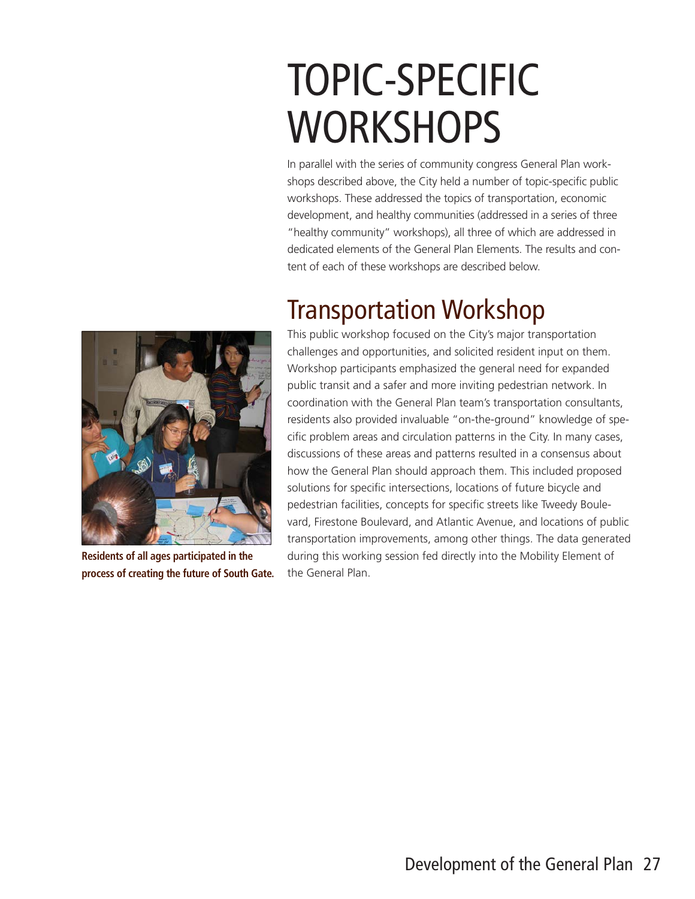# TOPIC-SPECIFIC WORKSHOPS

In parallel with the series of community congress General Plan workshops described above, the City held a number of topic-specific public workshops. These addressed the topics of transportation, economic development, and healthy communities (addressed in a series of three "healthy community" workshops), all three of which are addressed in dedicated elements of the General Plan Elements. The results and content of each of these workshops are described below.

## Transportation Workshop

This public workshop focused on the City's major transportation challenges and opportunities, and solicited resident input on them. Workshop participants emphasized the general need for expanded public transit and a safer and more inviting pedestrian network. In coordination with the General Plan team's transportation consultants, residents also provided invaluable "on-the-ground" knowledge of specific problem areas and circulation patterns in the City. In many cases, discussions of these areas and patterns resulted in a consensus about how the General Plan should approach them. This included proposed solutions for specific intersections, locations of future bicycle and pedestrian facilities, concepts for specific streets like Tweedy Boulevard, Firestone Boulevard, and Atlantic Avenue, and locations of public transportation improvements, among other things. The data generated during this working session fed directly into the Mobility Element of the General Plan.

**Residents of all ages participated in the process of creating the future of South Gate.**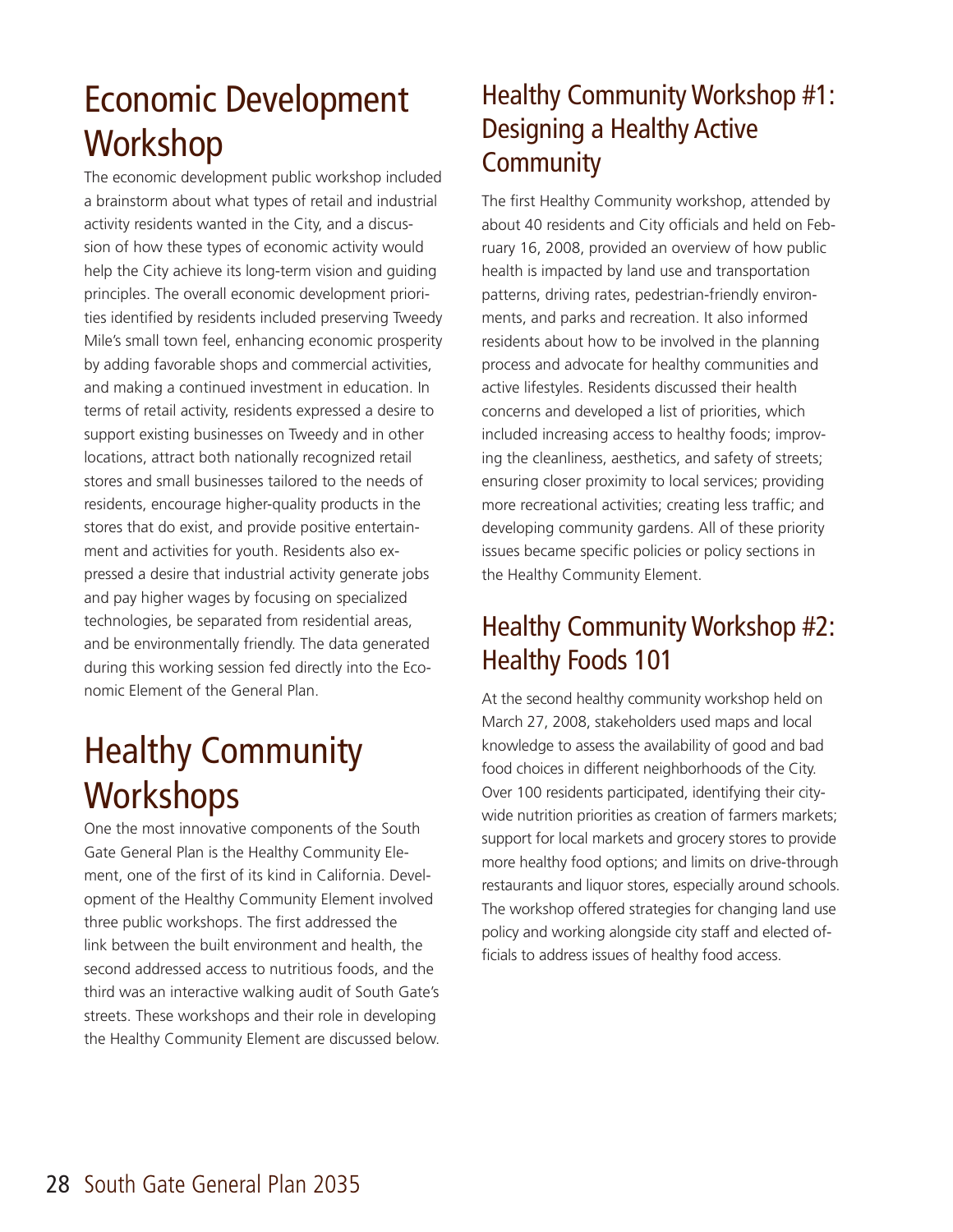# Economic Development Workshop

The economic development public workshop included a brainstorm about what types of retail and industrial activity residents wanted in the City, and a discussion of how these types of economic activity would help the City achieve its long-term vision and guiding principles. The overall economic development priorities identified by residents included preserving Tweedy Mile's small town feel, enhancing economic prosperity by adding favorable shops and commercial activities, and making a continued investment in education. In terms of retail activity, residents expressed a desire to support existing businesses on Tweedy and in other locations, attract both nationally recognized retail stores and small businesses tailored to the needs of residents, encourage higher-quality products in the stores that do exist, and provide positive entertainment and activities for youth. Residents also expressed a desire that industrial activity generate jobs and pay higher wages by focusing on specialized technologies, be separated from residential areas, and be environmentally friendly. The data generated during this working session fed directly into the Economic Element of the General Plan.

# Healthy Community Workshops

One the most innovative components of the South Gate General Plan is the Healthy Community Element, one of the first of its kind in California. Development of the Healthy Community Element involved three public workshops. The first addressed the link between the built environment and health, the second addressed access to nutritious foods, and the third was an interactive walking audit of South Gate's streets. These workshops and their role in developing the Healthy Community Element are discussed below.

## Healthy Community Workshop #1: Designing a Healthy Active Community

The first Healthy Community workshop, attended by about 40 residents and City officials and held on February 16, 2008, provided an overview of how public health is impacted by land use and transportation patterns, driving rates, pedestrian-friendly environments, and parks and recreation. It also informed residents about how to be involved in the planning process and advocate for healthy communities and active lifestyles. Residents discussed their health concerns and developed a list of priorities, which included increasing access to healthy foods; improving the cleanliness, aesthetics, and safety of streets; ensuring closer proximity to local services; providing more recreational activities; creating less traffic; and developing community gardens. All of these priority issues became specific policies or policy sections in the Healthy Community Element.

## Healthy Community Workshop #2: Healthy Foods 101

At the second healthy community workshop held on March 27, 2008, stakeholders used maps and local knowledge to assess the availability of good and bad food choices in different neighborhoods of the City. Over 100 residents participated, identifying their citywide nutrition priorities as creation of farmers markets; support for local markets and grocery stores to provide more healthy food options; and limits on drive-through restaurants and liquor stores, especially around schools. The workshop offered strategies for changing land use policy and working alongside city staff and elected officials to address issues of healthy food access.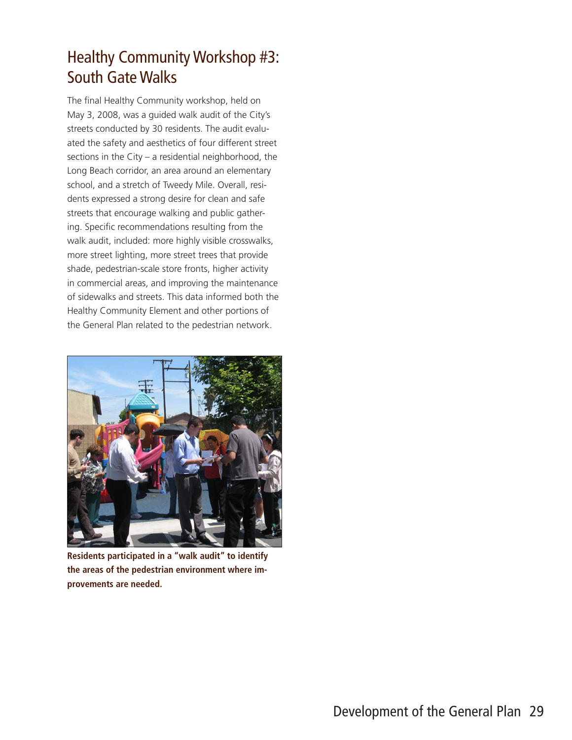## Healthy Community Workshop #3: South Gate Walks

The final Healthy Community workshop, held on May 3, 2008, was a guided walk audit of the City's streets conducted by 30 residents. The audit evaluated the safety and aesthetics of four different street sections in the City – a residential neighborhood, the Long Beach corridor, an area around an elementary school, and a stretch of Tweedy Mile. Overall, residents expressed a strong desire for clean and safe streets that encourage walking and public gathering. Specific recommendations resulting from the walk audit, included: more highly visible crosswalks, more street lighting, more street trees that provide shade, pedestrian-scale store fronts, higher activity in commercial areas, and improving the maintenance of sidewalks and streets. This data informed both the Healthy Community Element and other portions of the General Plan related to the pedestrian network.

**Residents participated in a "walk audit" to identify the areas of the pedestrian environment where improvements are needed.**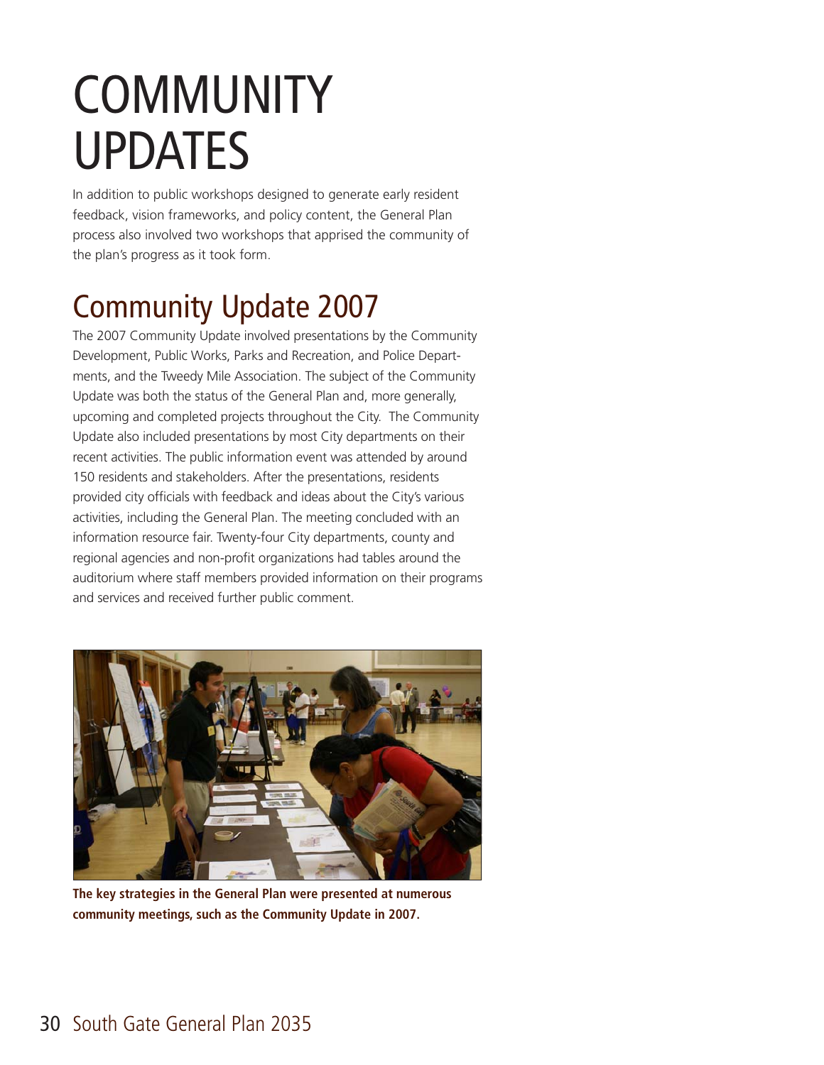# COMMUNITY UPDATES

In addition to public workshops designed to generate early resident feedback, vision frameworks, and policy content, the General Plan process also involved two workshops that apprised the community of the plan's progress as it took form.

## Community Update 2007

The 2007 Community Update involved presentations by the Community Development, Public Works, Parks and Recreation, and Police Departments, and the Tweedy Mile Association. The subject of the Community Update was both the status of the General Plan and, more generally, upcoming and completed projects throughout the City. The Community Update also included presentations by most City departments on their recent activities. The public information event was attended by around 150 residents and stakeholders. After the presentations, residents provided city officials with feedback and ideas about the City's various activities, including the General Plan. The meeting concluded with an information resource fair. Twenty-four City departments, county and regional agencies and non-profit organizations had tables around the auditorium where staff members provided information on their programs and services and received further public comment.

**The key strategies in the General Plan were presented at numerous community meetings, such as the Community Update in 2007.**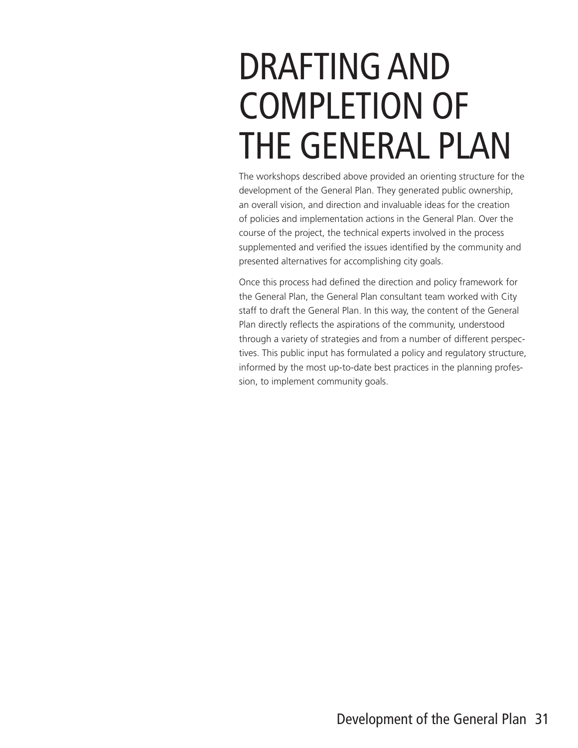# DRAFTING AND COMPLETION OF THE GENERAL PLAN

The workshops described above provided an orienting structure for the development of the General Plan. They generated public ownership, an overall vision, and direction and invaluable ideas for the creation of policies and implementation actions in the General Plan. Over the course of the project, the technical experts involved in the process supplemented and verified the issues identified by the community and presented alternatives for accomplishing city goals.

Once this process had defined the direction and policy framework for the General Plan, the General Plan consultant team worked with City staff to draft the General Plan. In this way, the content of the General Plan directly reflects the aspirations of the community, understood through a variety of strategies and from a number of different perspectives. This public input has formulated a policy and regulatory structure, informed by the most up-to-date best practices in the planning profession, to implement community goals.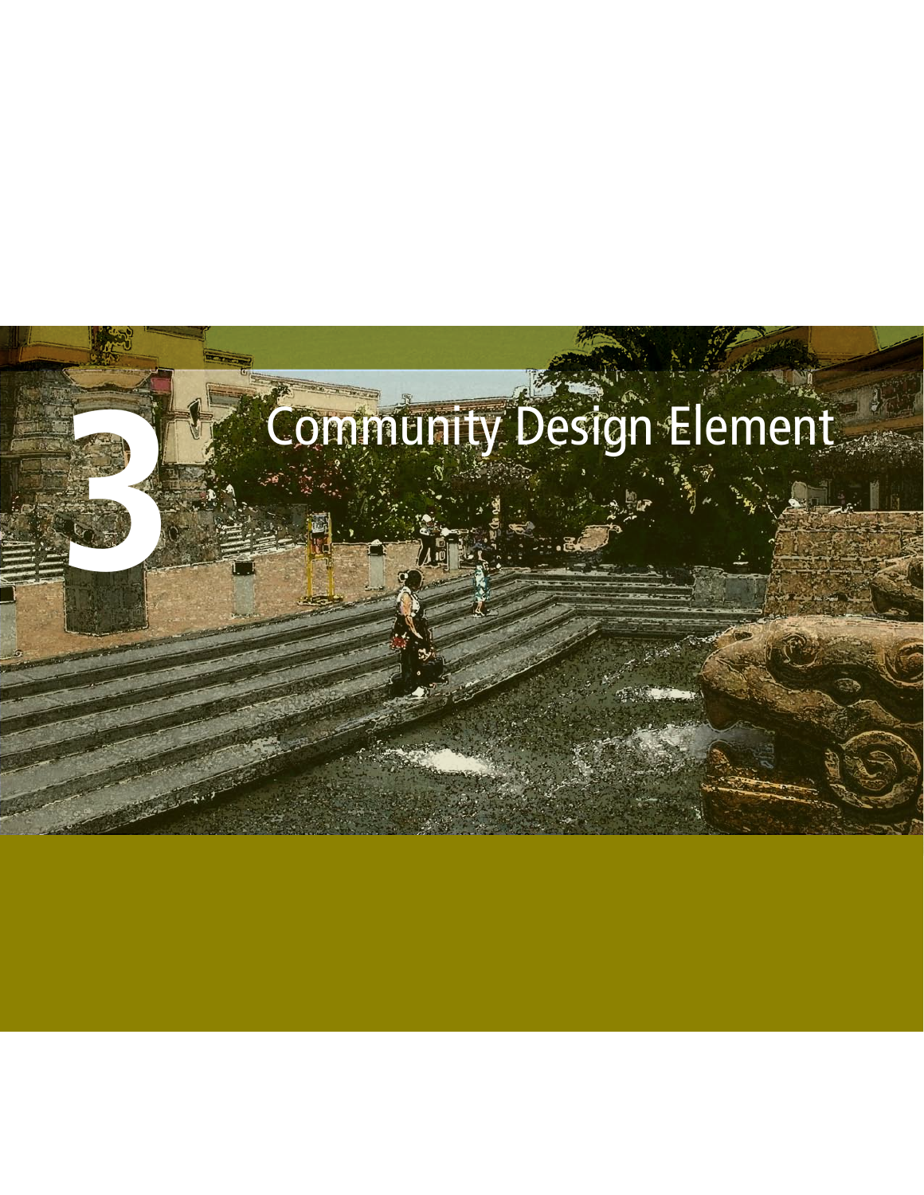# 3 Community Design Element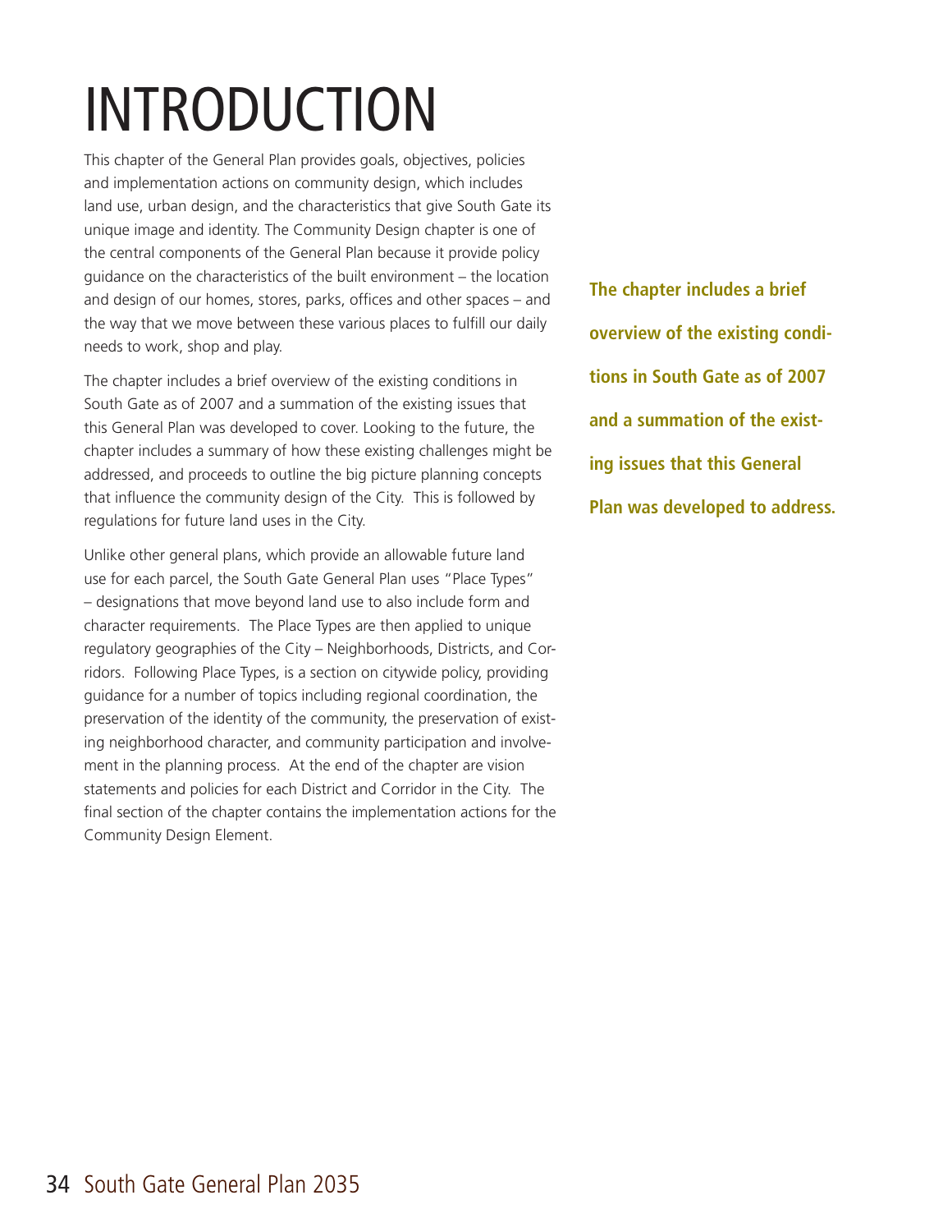# INTRODUCTION

This chapter of the General Plan provides goals, objectives, policies and implementation actions on community design, which includes land use, urban design, and the characteristics that give South Gate its unique image and identity. The Community Design chapter is one of the central components of the General Plan because it provide policy guidance on the characteristics of the built environment – the location and design of our homes, stores, parks, offices and other spaces – and the way that we move between these various places to fulfill our daily needs to work, shop and play.

The chapter includes a brief overview of the existing conditions in South Gate as of 2007 and a summation of the existing issues that this General Plan was developed to cover. Looking to the future, the chapter includes a summary of how these existing challenges might be addressed, and proceeds to outline the big picture planning concepts that influence the community design of the City. This is followed by regulations for future land uses in the City.

Unlike other general plans, which provide an allowable future land use for each parcel, the South Gate General Plan uses "Place Types" – designations that move beyond land use to also include form and character requirements. The Place Types are then applied to unique regulatory geographies of the City – Neighborhoods, Districts, and Corridors. Following Place Types, is a section on citywide policy, providing guidance for a number of topics including regional coordination, the preservation of the identity of the community, the preservation of existing neighborhood character, and community participation and involvement in the planning process. At the end of the chapter are vision statements and policies for each District and Corridor in the City. The final section of the chapter contains the implementation actions for the Community Design Element.

**The chapter includes a brief overview of the existing conditions in South Gate as of 2007 and a summation of the existing issues that this General Plan was developed to address.**